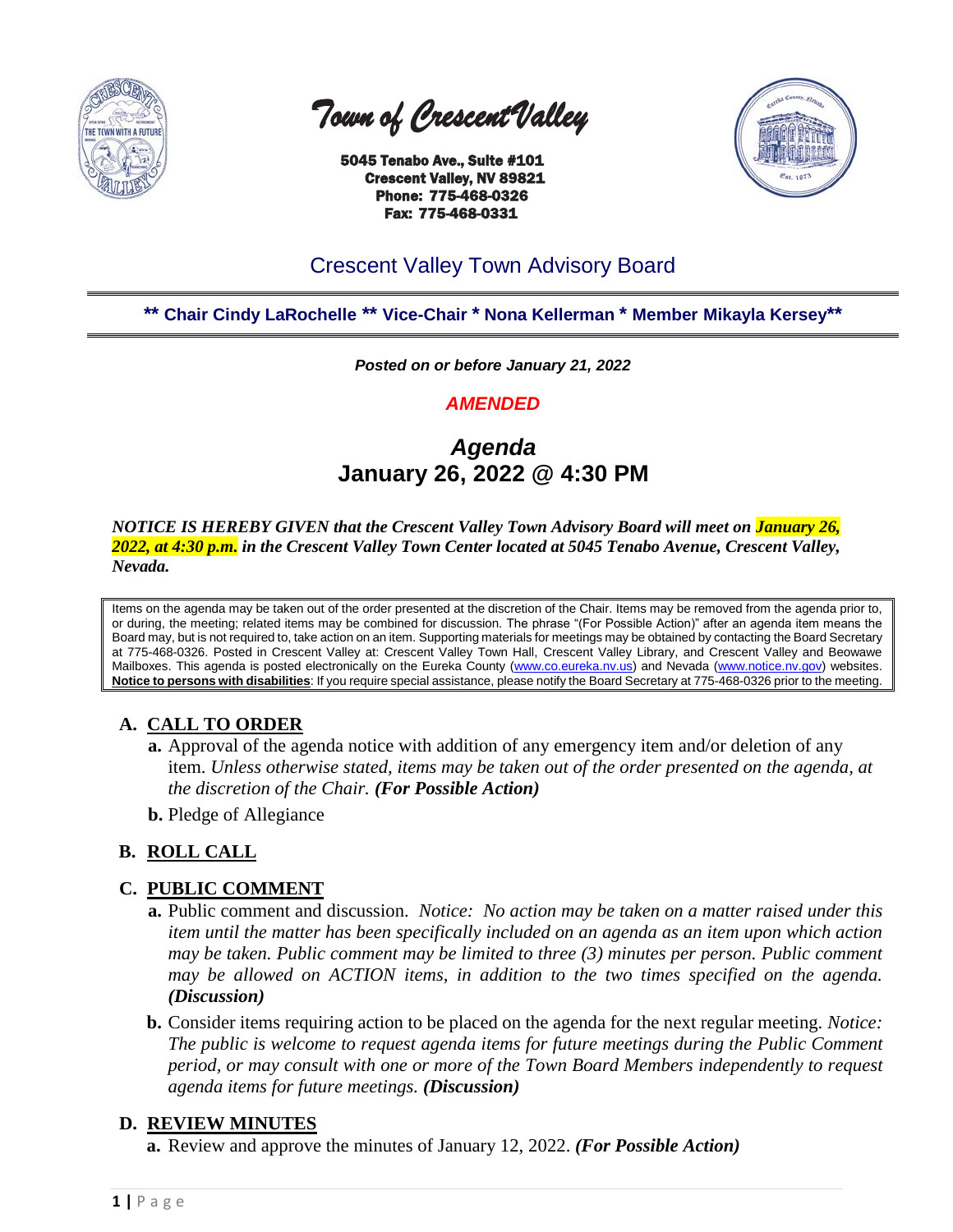# *Town of Crescent Valley*

**5045 Tenabo Ave., Suite #101**
**Crescent Valley, NV 89821**
**Phone: 775-468-0326**
**Fax: 775-468-0331**

## Crescent Valley Town Advisory Board

**\*\* Chair Cindy LaRochelle \*\* Vice-Chair \* Nona Kellerman \* Member Mikayla Kersey\*\***

***Posted on or before January 21, 2022***

***AMENDED***

## *Agenda*
## **January 26, 2022 @ 4:30 PM**

***NOTICE IS HEREBY GIVEN that the Crescent Valley Town Advisory Board will meet on January 26, 2022, at 4:30 p.m. in the Crescent Valley Town Center located at 5045 Tenabo Avenue, Crescent Valley, Nevada.***

Items on the agenda may be taken out of the order presented at the discretion of the Chair. Items may be removed from the agenda prior to, or during, the meeting; related items may be combined for discussion. The phrase "(For Possible Action)" after an agenda item means the Board may, but is not required to, take action on an item. Supporting materials for meetings may be obtained by contacting the Board Secretary at 775-468-0326. Posted in Crescent Valley at: Crescent Valley Town Hall, Crescent Valley Library, and Crescent Valley and Beowawe Mailboxes. This agenda is posted electronically on the Eureka County (www.co.eureka.nv.us) and Nevada (www.notice.nv.gov) websites. **Notice to persons with disabilities**: If you require special assistance, please notify the Board Secretary at 775-468-0326 prior to the meeting.

**A. CALL TO ORDER**

**a.** Approval of the agenda notice with addition of any emergency item and/or deletion of any item. *Unless otherwise stated, items may be taken out of the order presented on the agenda, at the discretion of the Chair.* ***(For Possible Action)***

**b.** Pledge of Allegiance

**B. ROLL CALL**

**C. PUBLIC COMMENT**

**a.** Public comment and discussion. *Notice: No action may be taken on a matter raised under this item until the matter has been specifically included on an agenda as an item upon which action may be taken. Public comment may be limited to three (3) minutes per person. Public comment may be allowed on ACTION items, in addition to the two times specified on the agenda.* ***(Discussion)***

**b.** Consider items requiring action to be placed on the agenda for the next regular meeting. *Notice: The public is welcome to request agenda items for future meetings during the Public Comment period, or may consult with one or more of the Town Board Members independently to request agenda items for future meetings.* ***(Discussion)***

**D. REVIEW MINUTES**

**a.** Review and approve the minutes of January 12, 2022. ***(For Possible Action)***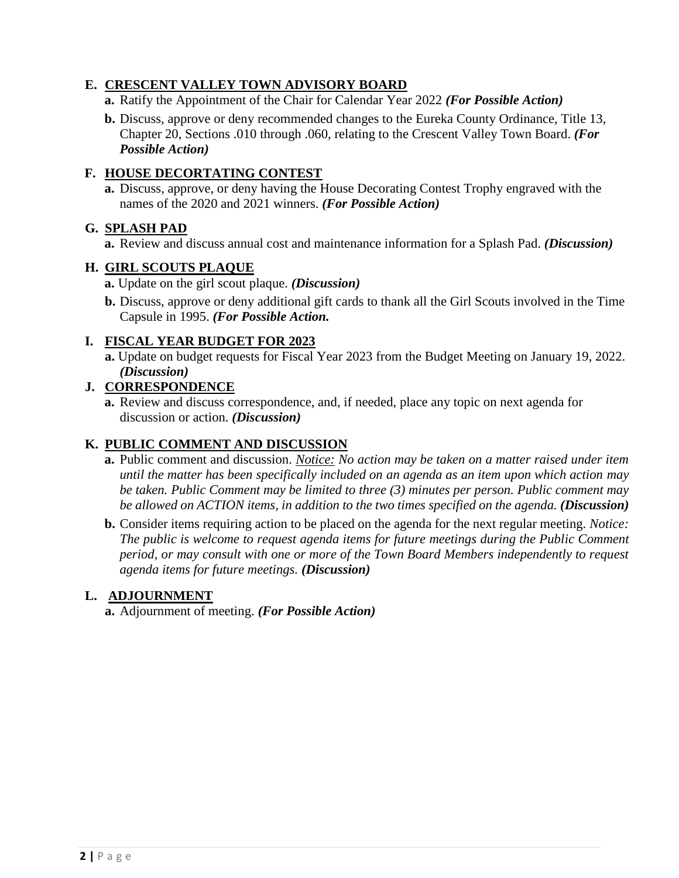## E. CRESCENT VALLEY TOWN ADVISORY BOARD

**a.** Ratify the Appointment of the Chair for Calendar Year 2022 ***(For Possible Action)***

**b.** Discuss, approve or deny recommended changes to the Eureka County Ordinance, Title 13, Chapter 20, Sections .010 through .060, relating to the Crescent Valley Town Board. ***(For Possible Action)***

## F. HOUSE DECORTATING CONTEST

**a.** Discuss, approve, or deny having the House Decorating Contest Trophy engraved with the names of the 2020 and 2021 winners. ***(For Possible Action)***

## G. SPLASH PAD

**a.** Review and discuss annual cost and maintenance information for a Splash Pad. ***(Discussion)***

## H. GIRL SCOUTS PLAQUE

**a.** Update on the girl scout plaque. ***(Discussion)***

**b.** Discuss, approve or deny additional gift cards to thank all the Girl Scouts involved in the Time Capsule in 1995. ***(For Possible Action.***

## I. FISCAL YEAR BUDGET FOR 2023

**a.** Update on budget requests for Fiscal Year 2023 from the Budget Meeting on January 19, 2022. ***(Discussion)***

## J. CORRESPONDENCE

**a.** Review and discuss correspondence, and, if needed, place any topic on next agenda for discussion or action. ***(Discussion)***

## K. PUBLIC COMMENT AND DISCUSSION

**a.** Public comment and discussion. *Notice: No action may be taken on a matter raised under item until the matter has been specifically included on an agenda as an item upon which action may be taken. Public Comment may be limited to three (3) minutes per person. Public comment may be allowed on ACTION items, in addition to the two times specified on the agenda.* ***(Discussion)***

**b.** Consider items requiring action to be placed on the agenda for the next regular meeting. *Notice: The public is welcome to request agenda items for future meetings during the Public Comment period, or may consult with one or more of the Town Board Members independently to request agenda items for future meetings.* ***(Discussion)***

## L. ADJOURNMENT

**a.** Adjournment of meeting. ***(For Possible Action)***